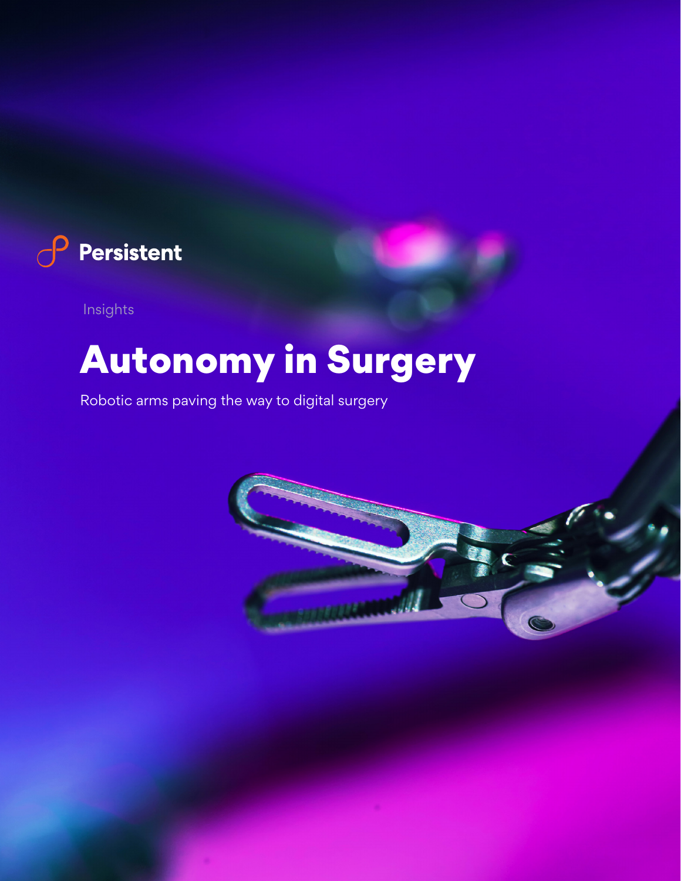Persistent

Insights

# Autonomy in Surgery

Robotic arms paving the way to digital surgery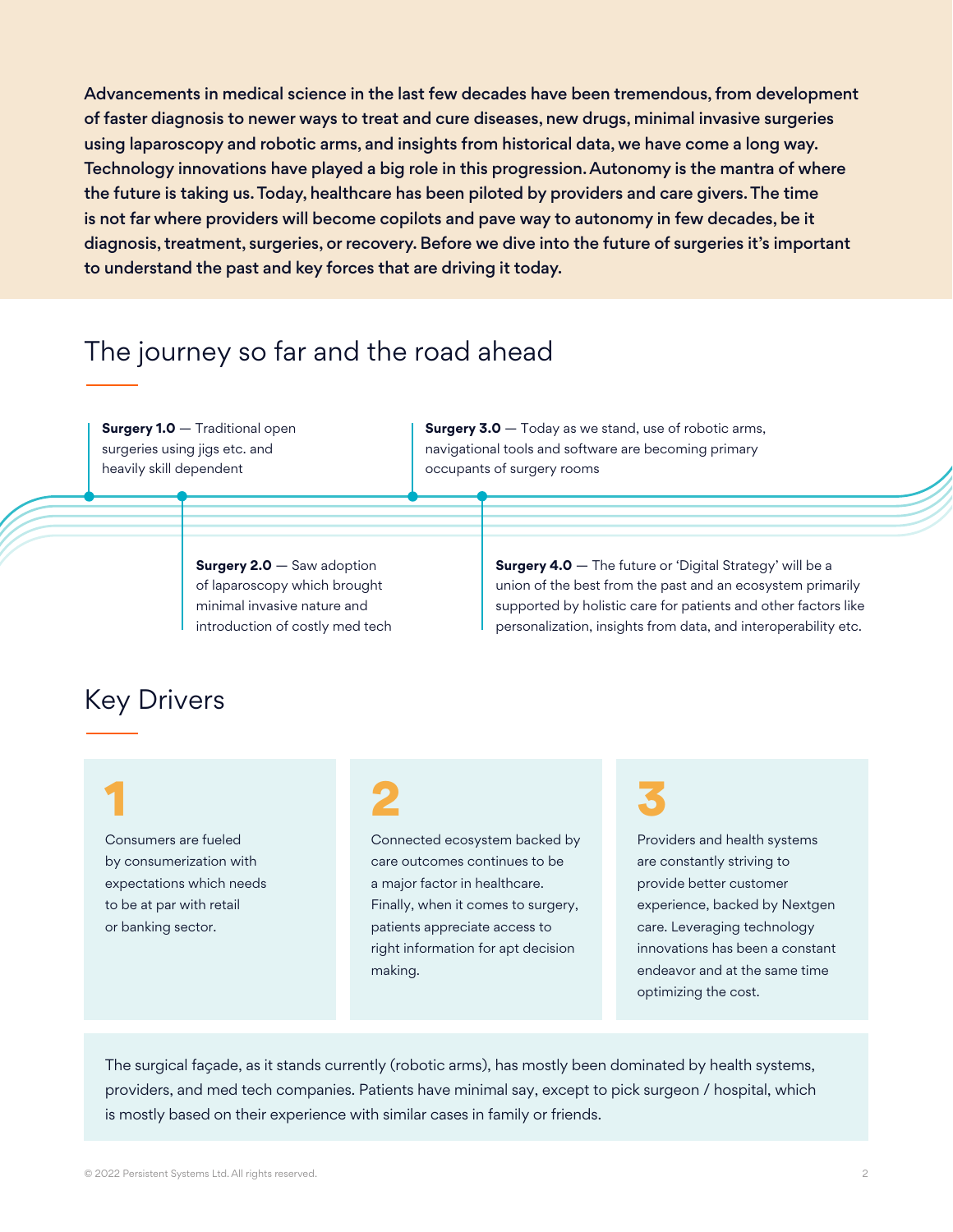**Advancements in medical science in the last few decades have been tremendous, from development of faster diagnosis to newer ways to treat and cure diseases, new drugs, minimal invasive surgeries using laparoscopy and robotic arms, and insights from historical data, we have come a long way. Technology innovations have played a big role in this progression. Autonomy is the mantra of where the future is taking us. Today, healthcare has been piloted by providers and care givers. The time is not far where providers will become copilots and pave way to autonomy in few decades, be it diagnosis, treatment, surgeries, or recovery. Before we dive into the future of surgeries it's important to understand the past and key forces that are driving it today.**

## The journey so far and the road ahead

**Surgery 1.0** — Traditional open surgeries using jigs etc. and heavily skill dependent

**Surgery 2.0** — Saw adoption of laparoscopy which brought minimal invasive nature and introduction of costly med tech

**Surgery 3.0** — Today as we stand, use of robotic arms, navigational tools and software are becoming primary occupants of surgery rooms

**Surgery 4.0** — The future or 'Digital Strategy' will be a union of the best from the past and an ecosystem primarily supported by holistic care for patients and other factors like personalization, insights from data, and interoperability etc.

## Key Drivers

**1**

Consumers are fueled by consumerization with expectations which needs to be at par with retail or banking sector.

**2**

Connected ecosystem backed by care outcomes continues to be a major factor in healthcare. Finally, when it comes to surgery, patients appreciate access to right information for apt decision making.

**3**

Providers and health systems are constantly striving to provide better customer experience, backed by Nextgen care. Leveraging technology innovations has been a constant endeavor and at the same time optimizing the cost.

The surgical façade, as it stands currently (robotic arms), has mostly been dominated by health systems, providers, and med tech companies. Patients have minimal say, except to pick surgeon / hospital, which is mostly based on their experience with similar cases in family or friends.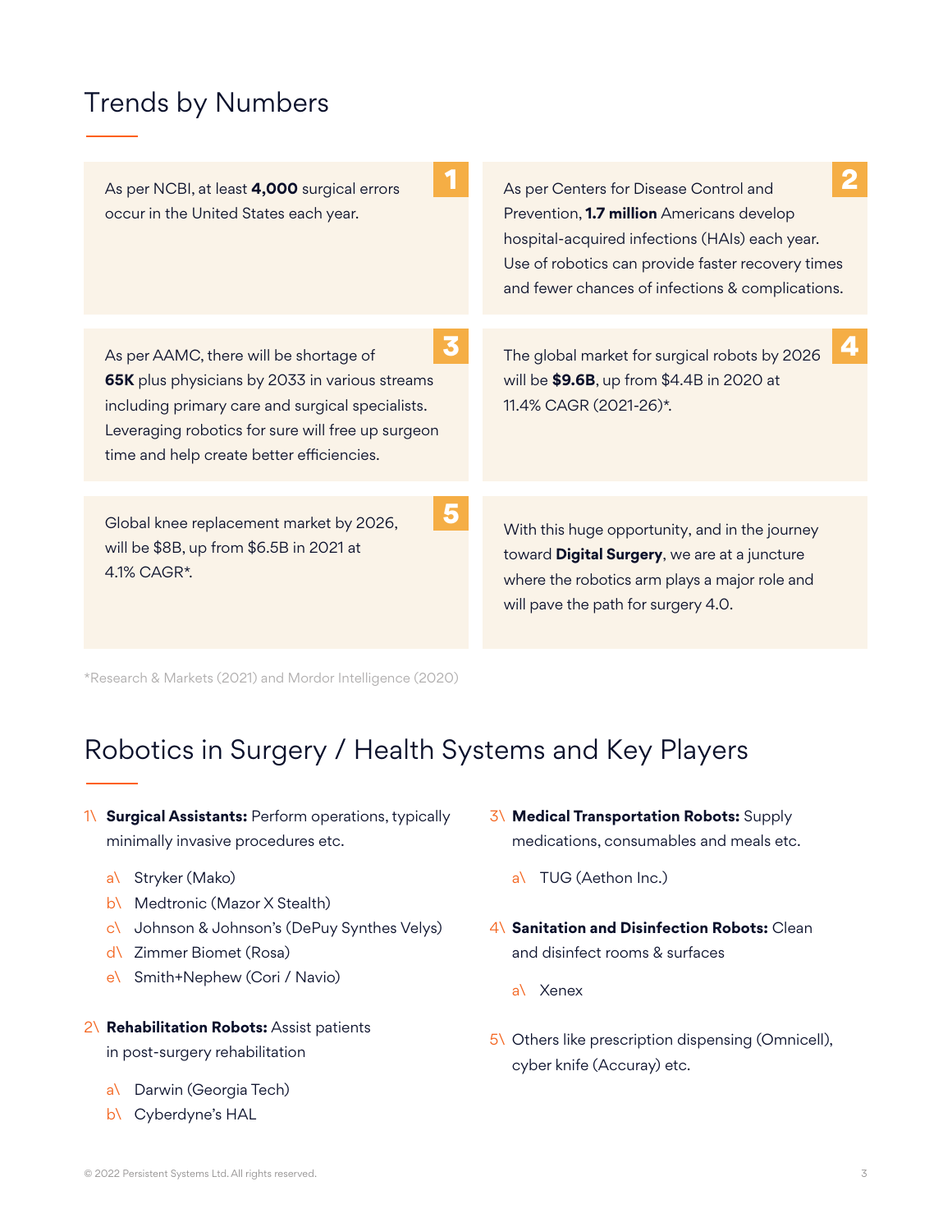## Trends by Numbers

**1**

As per NCBI, at least **4,000** surgical errors occur in the United States each year.

**2**

As per Centers for Disease Control and Prevention, **1.7 million** Americans develop hospital-acquired infections (HAIs) each year. Use of robotics can provide faster recovery times and fewer chances of infections & complications.

**3**

As per AAMC, there will be shortage of **65K** plus physicians by 2033 in various streams including primary care and surgical specialists. Leveraging robotics for sure will free up surgeon time and help create better efficiencies.

**4**

The global market for surgical robots by 2026 will be **$9.6B**, up from $4.4B in 2020 at 11.4% CAGR (2021-26)*.

**5**

Global knee replacement market by 2026, will be $8B, up from $6.5B in 2021 at 4.1% CAGR*.

With this huge opportunity, and in the journey toward **Digital Surgery**, we are at a juncture where the robotics arm plays a major role and will pave the path for surgery 4.0.

*Research & Markets (2021) and Mordor Intelligence (2020)

## Robotics in Surgery / Health Systems and Key Players

1\ **Surgical Assistants:** Perform operations, typically minimally invasive procedures etc.

- a\ Stryker (Mako)
- b\ Medtronic (Mazor X Stealth)
- c\ Johnson & Johnson's (DePuy Synthes Velys)
- d\ Zimmer Biomet (Rosa)
- e\ Smith+Nephew (Cori / Navio)

2\ **Rehabilitation Robots:** Assist patients in post-surgery rehabilitation

- a\ Darwin (Georgia Tech)
- b\ Cyberdyne's HAL

3\ **Medical Transportation Robots:** Supply medications, consumables and meals etc.

- a\ TUG (Aethon Inc.)

4\ **Sanitation and Disinfection Robots:** Clean and disinfect rooms & surfaces

- a\ Xenex

5\ Others like prescription dispensing (Omnicell), cyber knife (Accuray) etc.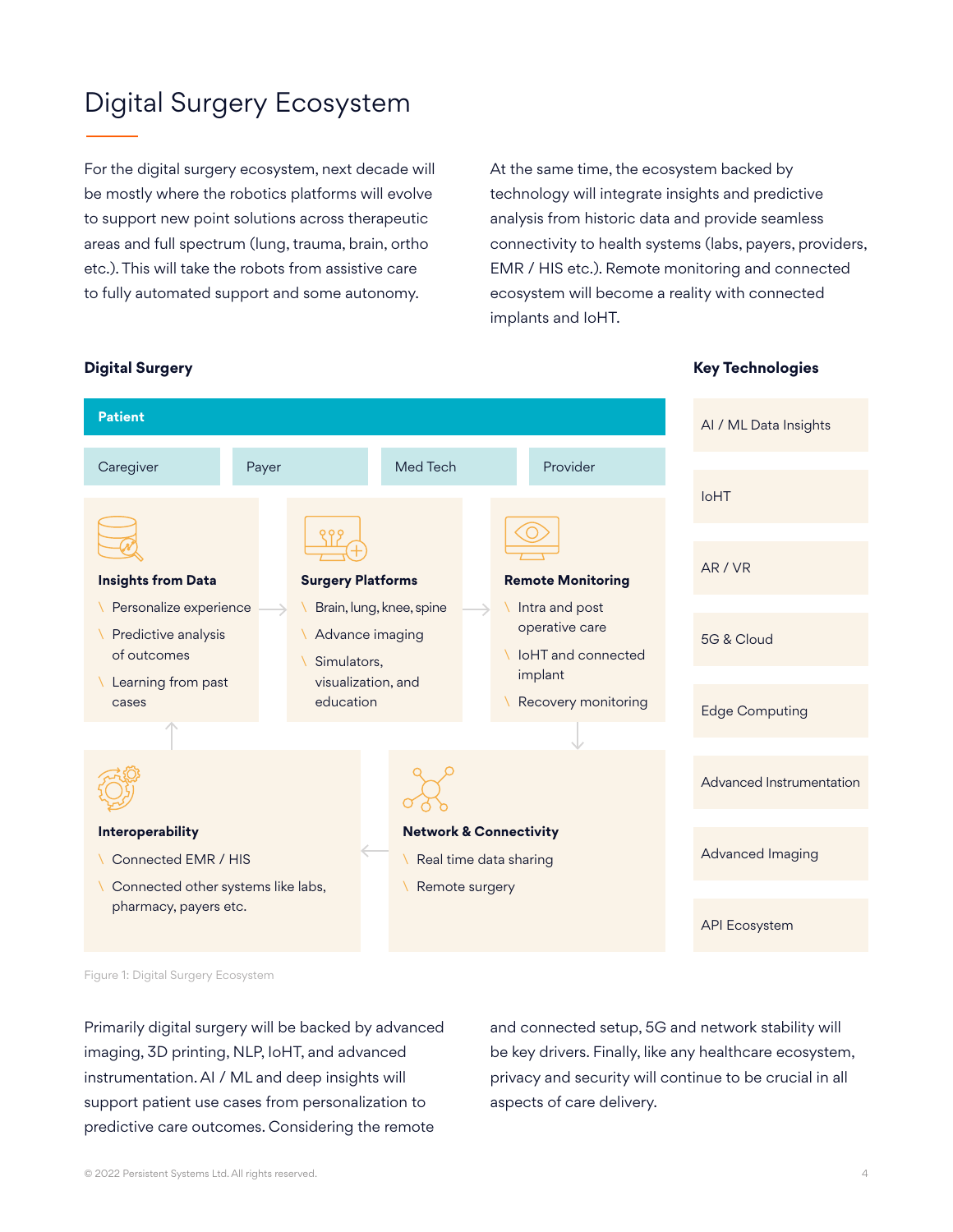# Digital Surgery Ecosystem

For the digital surgery ecosystem, next decade will be mostly where the robotics platforms will evolve to support new point solutions across therapeutic areas and full spectrum (lung, trauma, brain, ortho etc.). This will take the robots from assistive care to fully automated support and some autonomy.

At the same time, the ecosystem backed by technology will integrate insights and predictive analysis from historic data and provide seamless connectivity to health systems (labs, payers, providers, EMR / HIS etc.). Remote monitoring and connected ecosystem will become a reality with connected implants and IoHT.

### Digital Surgery

**Patient**

Caregiver | Payer | Med Tech | Provider

**Insights from Data**
- Personalize experience
- Predictive analysis of outcomes
- Learning from past cases

**Surgery Platforms**
- Brain, lung, knee, spine
- Advance imaging
- Simulators, visualization, and education

**Remote Monitoring**
- Intra and post operative care
- IoHT and connected implant
- Recovery monitoring

**Interoperability**
- Connected EMR / HIS
- Connected other systems like labs, pharmacy, payers etc.

**Network & Connectivity**
- Real time data sharing
- Remote surgery

### Key Technologies

- AI / ML Data Insights
- IoHT
- AR / VR
- 5G & Cloud
- Edge Computing
- Advanced Instrumentation
- Advanced Imaging
- API Ecosystem

Figure 1: Digital Surgery Ecosystem

Primarily digital surgery will be backed by advanced imaging, 3D printing, NLP, IoHT, and advanced instrumentation. AI / ML and deep insights will support patient use cases from personalization to predictive care outcomes. Considering the remote and connected setup, 5G and network stability will be key drivers. Finally, like any healthcare ecosystem, privacy and security will continue to be crucial in all aspects of care delivery.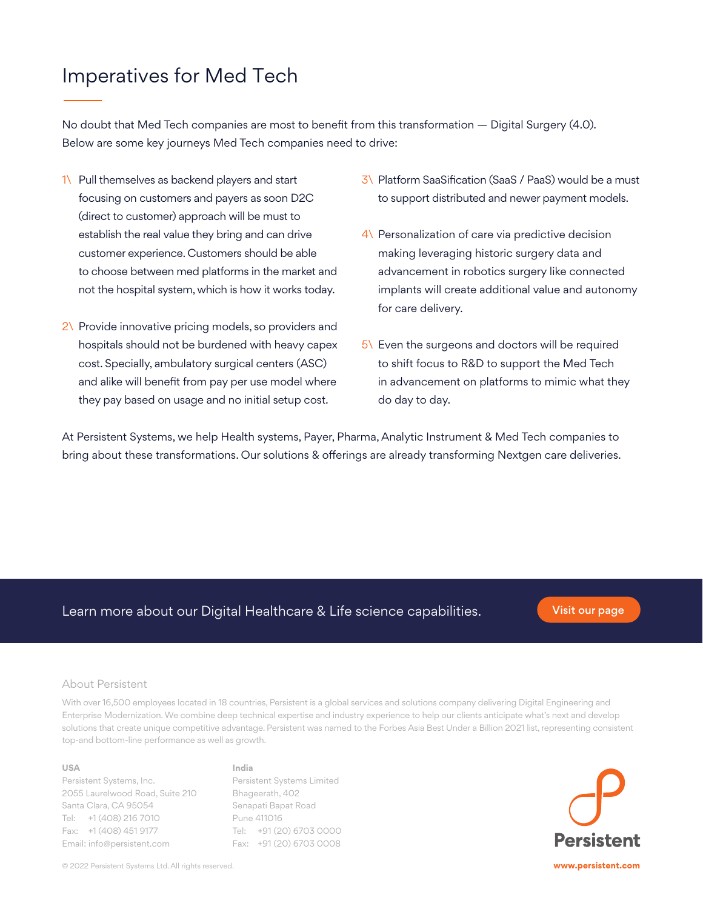# Imperatives for Med Tech

No doubt that Med Tech companies are most to benefit from this transformation — Digital Surgery (4.0). Below are some key journeys Med Tech companies need to drive:

1\ Pull themselves as backend players and start focusing on customers and payers as soon D2C (direct to customer) approach will be must to establish the real value they bring and can drive customer experience. Customers should be able to choose between med platforms in the market and not the hospital system, which is how it works today.

2\ Provide innovative pricing models, so providers and hospitals should not be burdened with heavy capex cost. Specially, ambulatory surgical centers (ASC) and alike will benefit from pay per use model where they pay based on usage and no initial setup cost.

3\ Platform SaaSification (SaaS / PaaS) would be a must to support distributed and newer payment models.

4\ Personalization of care via predictive decision making leveraging historic surgery data and advancement in robotics surgery like connected implants will create additional value and autonomy for care delivery.

5\ Even the surgeons and doctors will be required to shift focus to R&D to support the Med Tech in advancement on platforms to mimic what they do day to day.

At Persistent Systems, we help Health systems, Payer, Pharma, Analytic Instrument & Med Tech companies to bring about these transformations. Our solutions & offerings are already transforming Nextgen care deliveries.

Learn more about our Digital Healthcare & Life science capabilities.

Visit our page

## About Persistent

With over 16,500 employees located in 18 countries, Persistent is a global services and solutions company delivering Digital Engineering and Enterprise Modernization. We combine deep technical expertise and industry experience to help our clients anticipate what's next and develop solutions that create unique competitive advantage. Persistent was named to the Forbes Asia Best Under a Billion 2021 list, representing consistent top-and bottom-line performance as well as growth.

**USA**
Persistent Systems, Inc.
2055 Laurelwood Road, Suite 210
Santa Clara, CA 95054
Tel: +1 (408) 216 7010
Fax: +1 (408) 451 9177
Email: info@persistent.com

**India**
Persistent Systems Limited
Bhageerath, 402
Senapati Bapat Road
Pune 411016
Tel: +91 (20) 6703 0000
Fax: +91 (20) 6703 0008

Persistent

www.persistent.com

© 2022 Persistent Systems Ltd. All rights reserved.